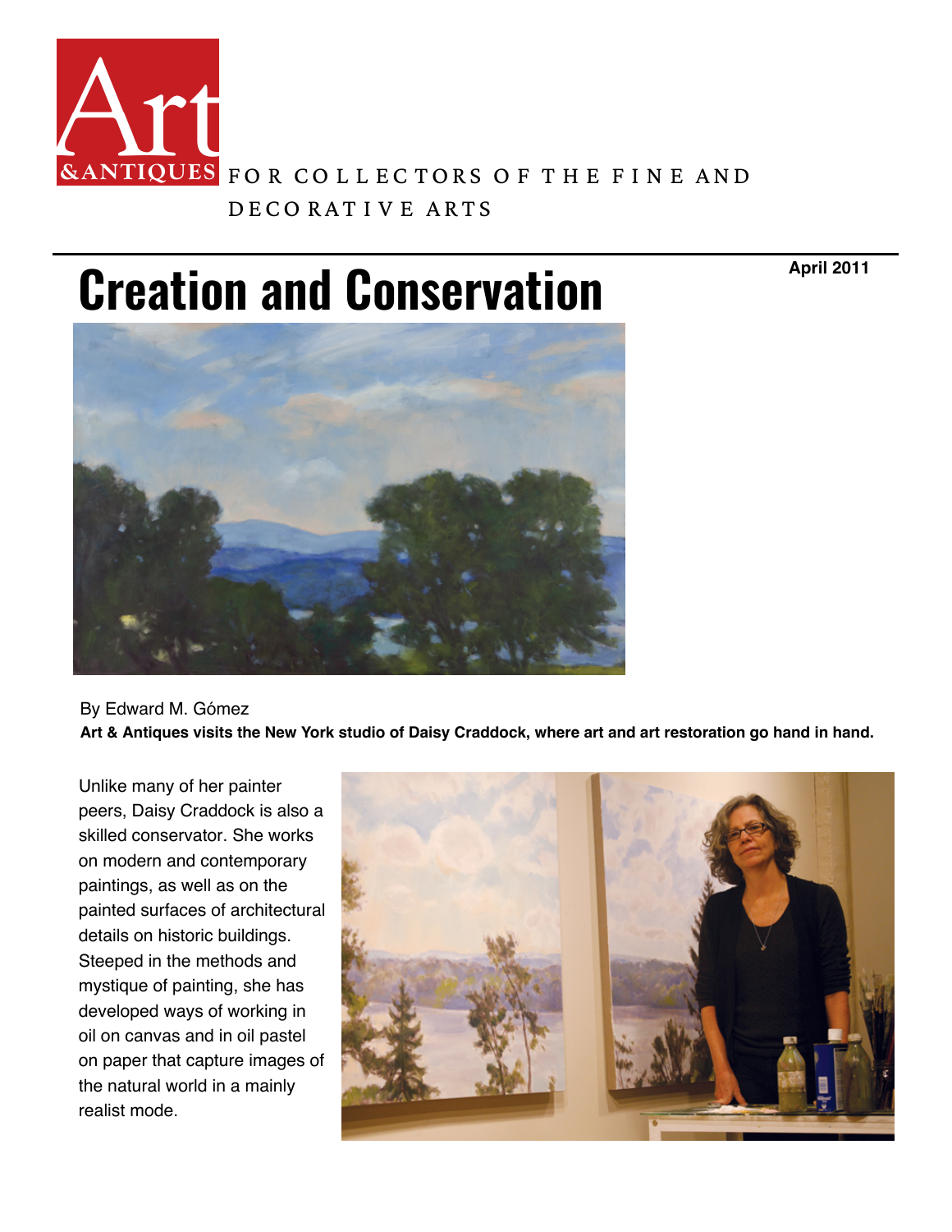Art &ANTIQUES FOR COLLECTORS OF THE FINE AND DECORATIVE ARTS

# Creation and Conservation

April 2011

By Edward M. Gómez

**Art & Antiques visits the New York studio of Daisy Craddock, where art and art restoration go hand in hand.**

Unlike many of her painter peers, Daisy Craddock is also a skilled conservator. She works on modern and contemporary paintings, as well as on the painted surfaces of architectural details on historic buildings. Steeped in the methods and mystique of painting, she has developed ways of working in oil on canvas and in oil pastel on paper that capture images of the natural world in a mainly realist mode.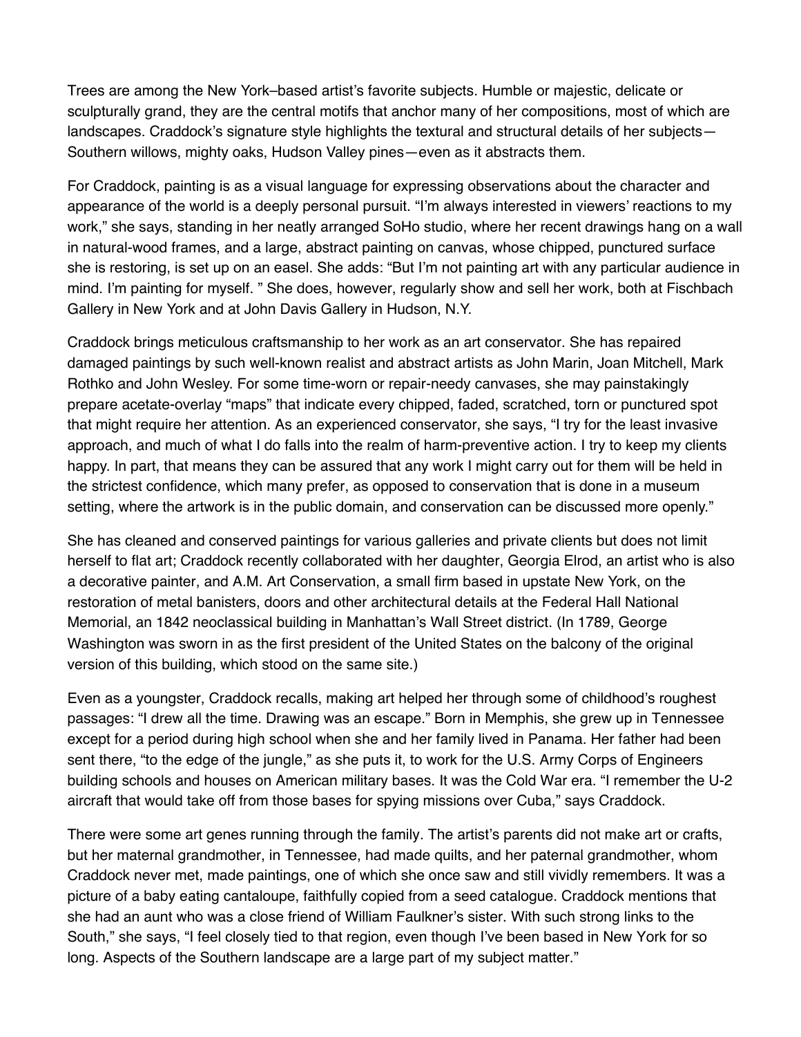Trees are among the New York–based artist's favorite subjects. Humble or majestic, delicate or sculpturally grand, they are the central motifs that anchor many of her compositions, most of which are landscapes. Craddock's signature style highlights the textural and structural details of her subjects—Southern willows, mighty oaks, Hudson Valley pines—even as it abstracts them.

For Craddock, painting is as a visual language for expressing observations about the character and appearance of the world is a deeply personal pursuit. "I'm always interested in viewers' reactions to my work," she says, standing in her neatly arranged SoHo studio, where her recent drawings hang on a wall in natural-wood frames, and a large, abstract painting on canvas, whose chipped, punctured surface she is restoring, is set up on an easel. She adds: "But I'm not painting art with any particular audience in mind. I'm painting for myself. " She does, however, regularly show and sell her work, both at Fischbach Gallery in New York and at John Davis Gallery in Hudson, N.Y.

Craddock brings meticulous craftsmanship to her work as an art conservator. She has repaired damaged paintings by such well-known realist and abstract artists as John Marin, Joan Mitchell, Mark Rothko and John Wesley. For some time-worn or repair-needy canvases, she may painstakingly prepare acetate-overlay "maps" that indicate every chipped, faded, scratched, torn or punctured spot that might require her attention. As an experienced conservator, she says, "I try for the least invasive approach, and much of what I do falls into the realm of harm-preventive action. I try to keep my clients happy. In part, that means they can be assured that any work I might carry out for them will be held in the strictest confidence, which many prefer, as opposed to conservation that is done in a museum setting, where the artwork is in the public domain, and conservation can be discussed more openly."

She has cleaned and conserved paintings for various galleries and private clients but does not limit herself to flat art; Craddock recently collaborated with her daughter, Georgia Elrod, an artist who is also a decorative painter, and A.M. Art Conservation, a small firm based in upstate New York, on the restoration of metal banisters, doors and other architectural details at the Federal Hall National Memorial, an 1842 neoclassical building in Manhattan's Wall Street district. (In 1789, George Washington was sworn in as the first president of the United States on the balcony of the original version of this building, which stood on the same site.)

Even as a youngster, Craddock recalls, making art helped her through some of childhood's roughest passages: "I drew all the time. Drawing was an escape." Born in Memphis, she grew up in Tennessee except for a period during high school when she and her family lived in Panama. Her father had been sent there, "to the edge of the jungle," as she puts it, to work for the U.S. Army Corps of Engineers building schools and houses on American military bases. It was the Cold War era. "I remember the U-2 aircraft that would take off from those bases for spying missions over Cuba," says Craddock.

There were some art genes running through the family. The artist's parents did not make art or crafts, but her maternal grandmother, in Tennessee, had made quilts, and her paternal grandmother, whom Craddock never met, made paintings, one of which she once saw and still vividly remembers. It was a picture of a baby eating cantaloupe, faithfully copied from a seed catalogue. Craddock mentions that she had an aunt who was a close friend of William Faulkner's sister. With such strong links to the South," she says, "I feel closely tied to that region, even though I've been based in New York for so long. Aspects of the Southern landscape are a large part of my subject matter."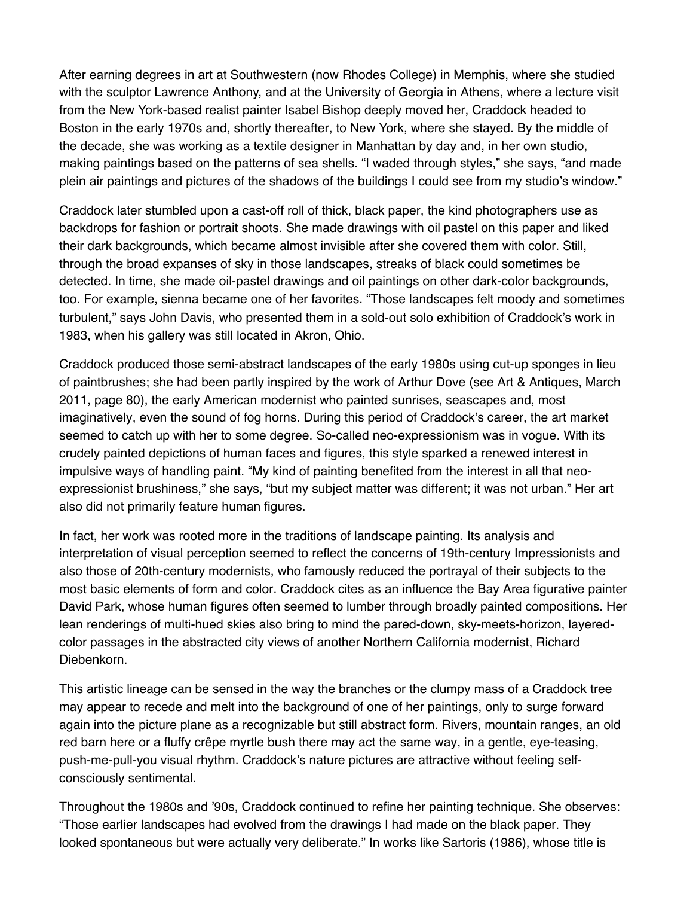After earning degrees in art at Southwestern (now Rhodes College) in Memphis, where she studied with the sculptor Lawrence Anthony, and at the University of Georgia in Athens, where a lecture visit from the New York-based realist painter Isabel Bishop deeply moved her, Craddock headed to Boston in the early 1970s and, shortly thereafter, to New York, where she stayed. By the middle of the decade, she was working as a textile designer in Manhattan by day and, in her own studio, making paintings based on the patterns of sea shells. “I waded through styles,” she says, “and made plein air paintings and pictures of the shadows of the buildings I could see from my studio’s window.”

Craddock later stumbled upon a cast-off roll of thick, black paper, the kind photographers use as backdrops for fashion or portrait shoots. She made drawings with oil pastel on this paper and liked their dark backgrounds, which became almost invisible after she covered them with color. Still, through the broad expanses of sky in those landscapes, streaks of black could sometimes be detected. In time, she made oil-pastel drawings and oil paintings on other dark-color backgrounds, too. For example, sienna became one of her favorites. “Those landscapes felt moody and sometimes turbulent,” says John Davis, who presented them in a sold-out solo exhibition of Craddock’s work in 1983, when his gallery was still located in Akron, Ohio.

Craddock produced those semi-abstract landscapes of the early 1980s using cut-up sponges in lieu of paintbrushes; she had been partly inspired by the work of Arthur Dove (see Art & Antiques, March 2011, page 80), the early American modernist who painted sunrises, seascapes and, most imaginatively, even the sound of fog horns. During this period of Craddock’s career, the art market seemed to catch up with her to some degree. So-called neo-expressionism was in vogue. With its crudely painted depictions of human faces and figures, this style sparked a renewed interest in impulsive ways of handling paint. “My kind of painting benefited from the interest in all that neo-expressionist brushiness,” she says, “but my subject matter was different; it was not urban.” Her art also did not primarily feature human figures.

In fact, her work was rooted more in the traditions of landscape painting. Its analysis and interpretation of visual perception seemed to reflect the concerns of 19th-century Impressionists and also those of 20th-century modernists, who famously reduced the portrayal of their subjects to the most basic elements of form and color. Craddock cites as an influence the Bay Area figurative painter David Park, whose human figures often seemed to lumber through broadly painted compositions. Her lean renderings of multi-hued skies also bring to mind the pared-down, sky-meets-horizon, layered-color passages in the abstracted city views of another Northern California modernist, Richard Diebenkorn.

This artistic lineage can be sensed in the way the branches or the clumpy mass of a Craddock tree may appear to recede and melt into the background of one of her paintings, only to surge forward again into the picture plane as a recognizable but still abstract form. Rivers, mountain ranges, an old red barn here or a fluffy crêpe myrtle bush there may act the same way, in a gentle, eye-teasing, push-me-pull-you visual rhythm. Craddock’s nature pictures are attractive without feeling self-consciously sentimental.

Throughout the 1980s and ’90s, Craddock continued to refine her painting technique. She observes: “Those earlier landscapes had evolved from the drawings I had made on the black paper. They looked spontaneous but were actually very deliberate.” In works like Sartoris (1986), whose title is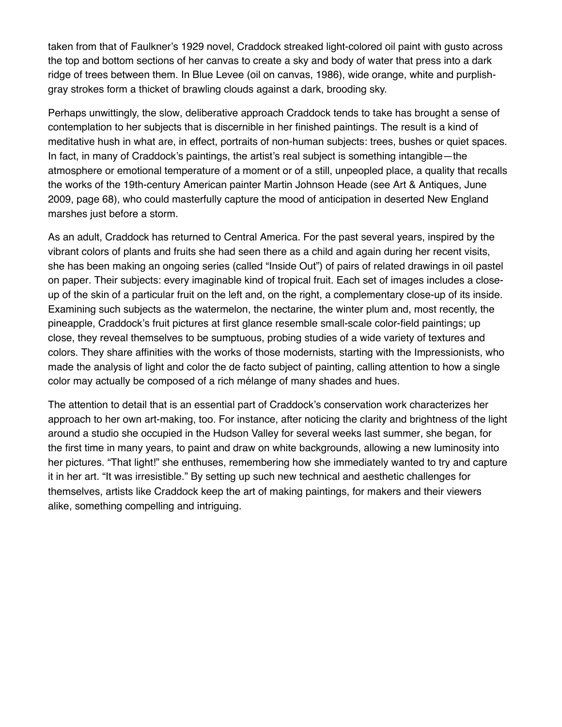taken from that of Faulkner's 1929 novel, Craddock streaked light-colored oil paint with gusto across the top and bottom sections of her canvas to create a sky and body of water that press into a dark ridge of trees between them. In Blue Levee (oil on canvas, 1986), wide orange, white and purplish-gray strokes form a thicket of brawling clouds against a dark, brooding sky.

Perhaps unwittingly, the slow, deliberative approach Craddock tends to take has brought a sense of contemplation to her subjects that is discernible in her finished paintings. The result is a kind of meditative hush in what are, in effect, portraits of non-human subjects: trees, bushes or quiet spaces. In fact, in many of Craddock's paintings, the artist's real subject is something intangible—the atmosphere or emotional temperature of a moment or of a still, unpeopled place, a quality that recalls the works of the 19th-century American painter Martin Johnson Heade (see Art & Antiques, June 2009, page 68), who could masterfully capture the mood of anticipation in deserted New England marshes just before a storm.

As an adult, Craddock has returned to Central America. For the past several years, inspired by the vibrant colors of plants and fruits she had seen there as a child and again during her recent visits, she has been making an ongoing series (called "Inside Out") of pairs of related drawings in oil pastel on paper. Their subjects: every imaginable kind of tropical fruit. Each set of images includes a close-up of the skin of a particular fruit on the left and, on the right, a complementary close-up of its inside. Examining such subjects as the watermelon, the nectarine, the winter plum and, most recently, the pineapple, Craddock's fruit pictures at first glance resemble small-scale color-field paintings; up close, they reveal themselves to be sumptuous, probing studies of a wide variety of textures and colors. They share affinities with the works of those modernists, starting with the Impressionists, who made the analysis of light and color the de facto subject of painting, calling attention to how a single color may actually be composed of a rich mélange of many shades and hues.

The attention to detail that is an essential part of Craddock's conservation work characterizes her approach to her own art-making, too. For instance, after noticing the clarity and brightness of the light around a studio she occupied in the Hudson Valley for several weeks last summer, she began, for the first time in many years, to paint and draw on white backgrounds, allowing a new luminosity into her pictures. "That light!" she enthuses, remembering how she immediately wanted to try and capture it in her art. "It was irresistible." By setting up such new technical and aesthetic challenges for themselves, artists like Craddock keep the art of making paintings, for makers and their viewers alike, something compelling and intriguing.